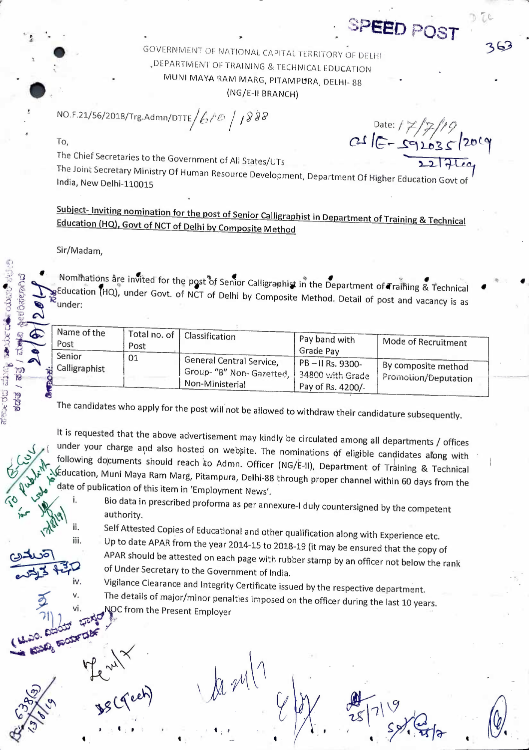SPEED POST

GOVERNMENT OF NATIONAL CAPITAL TERRITORY OF DELHI
DEPARTMENT OF TRAINING & TECHNICAL EDUCATION
MUNI MAYA RAM MARG, PITAMPURA, DELHI- 88
(NG/E-II BRANCH)

NO.F.21/56/2018/Trg.Admn/DTTE/610/1888

Date: 17/7/19

To,

The Chief Secretaries to the Government of All States/UTs

The Joint Secretary Ministry Of Human Resource Development, Department Of Higher Education Govt of India, New Delhi-110015

**Subject- Inviting nomination for the post of Senior Calligraphist in Department of Training & Technical Education (HQ), Govt of NCT of Delhi by Composite Method**

Sir/Madam,

Nominations are invited for the post of Senior Calligraphist in the Department of Training & Technical Education (HQ), under Govt. of NCT of Delhi by Composite Method. Detail of post and vacancy is as under:

| Name of the Post | Total no. of Post | Classification | Pay band with Grade Pay | Mode of Recruitment |
|---|---|---|---|---|
| Senior Calligraphist | 01 | General Central Service, Group- "B" Non- Gazetted, Non-Ministerial | PB – II Rs. 9300-34800 with Grade Pay of Rs. 4200/- | By composite method Promotion/Deputation |

The candidates who apply for the post will not be allowed to withdraw their candidature subsequently.

It is requested that the above advertisement may kindly be circulated among all departments / offices under your charge and also hosted on website. The nominations of eligible candidates along with following documents should reach to Admn. Officer (NG/E-II), Department of Training & Technical Education, Muni Maya Ram Marg, Pitampura, Delhi-88 through proper channel within 60 days from the date of publication of this item in 'Employment News'.

i. Bio data in prescribed proforma as per annexure-I duly countersigned by the competent authority.
ii. Self Attested Copies of Educational and other qualification along with Experience etc.
iii. Up to date APAR from the year 2014-15 to 2018-19 (it may be ensured that the copy of APAR should be attested on each page with rubber stamp by an officer not below the rank of Under Secretary to the Government of India.
iv. Vigilance Clearance and Integrity Certificate issued by the respective department.
v. The details of major/minor penalties imposed on the officer during the last 10 years.
vi. NOC from the Present Employer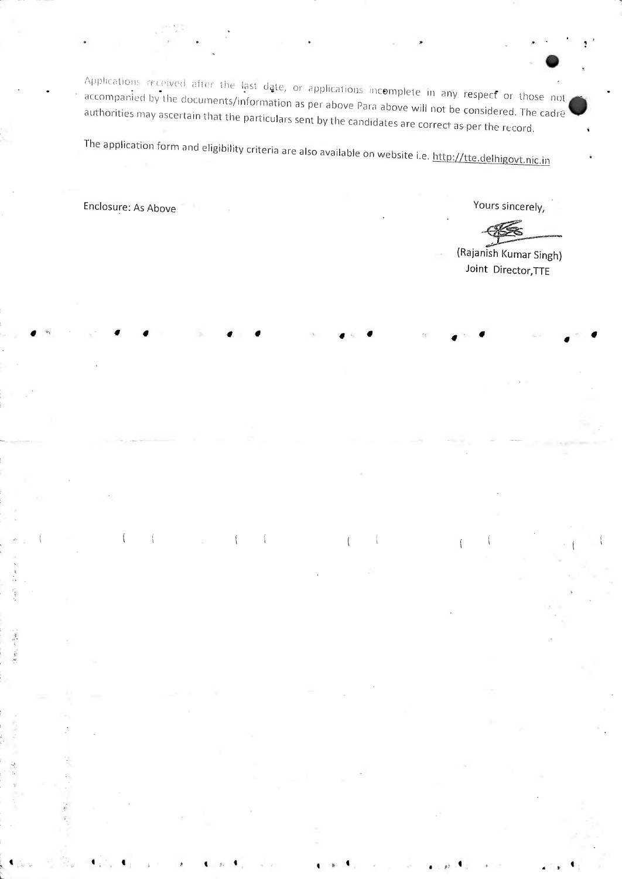Applications received after the last date, or applications incomplete in any respect or those not accompanied by the documents/information as per above Para above will not be considered. The cadre authorities may ascertain that the particulars sent by the candidates are correct as per the record.

The application form and eligibility criteria are also available on website i.e. http://tte.delhigovt.nic.in

Enclosure: As Above

Yours sincerely,

(Rajanish Kumar Singh)
Joint Director,TTE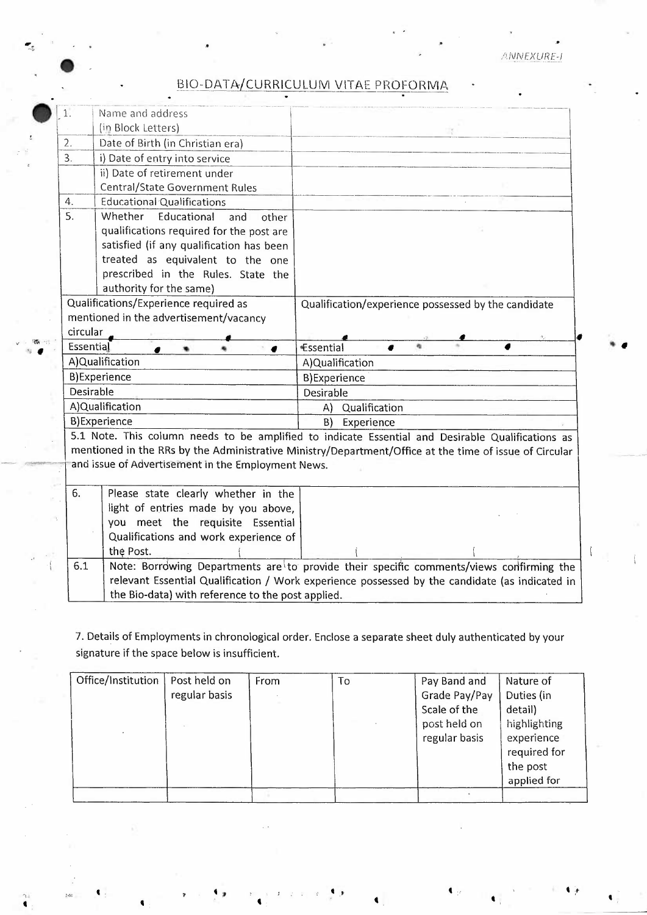ANNEXURE-I

# BIO-DATA/CURRICULUM VITAE PROFORMA

| | | |
|---|---|---|
| 1. | Name and address (in Block Letters) | |
| 2. | Date of Birth (in Christian era) | |
| 3. | i) Date of entry into service | |
| | ii) Date of retirement under Central/State Government Rules | |
| 4. | Educational Qualifications | |
| 5. | Whether Educational and other qualifications required for the post are satisfied (if any qualification has been treated as equivalent to the one prescribed in the Rules. State the authority for the same) | |

| Qualifications/Experience required as mentioned in the advertisement/vacancy circular | Qualification/experience possessed by the candidate |
|---|---|
| Essential | Essential |
| A)Qualification | A)Qualification |
| B)Experience | B)Experience |
| Desirable | Desirable |
| A)Qualification | A) Qualification |
| B)Experience | B) Experience |

5.1 Note. This column needs to be amplified to indicate Essential and Desirable Qualifications as mentioned in the RRs by the Administrative Ministry/Department/Office at the time of issue of Circular and issue of Advertisement in the Employment News.

| | | |
|---|---|---|
| 6. | Please state clearly whether in the light of entries made by you above, you meet the requisite Essential Qualifications and work experience of the Post. | |
| 6.1 | Note: Borrowing Departments are to provide their specific comments/views confirming the relevant Essential Qualification / Work experience possessed by the candidate (as indicated in the Bio-data) with reference to the post applied. | |

7. Details of Employments in chronological order. Enclose a separate sheet duly authenticated by your signature if the space below is insufficient.

| Office/Institution | Post held on regular basis | From | To | Pay Band and Grade Pay/Pay Scale of the post held on regular basis | Nature of Duties (in detail) highlighting experience required for the post applied for |
|---|---|---|---|---|---|
| | | | | | |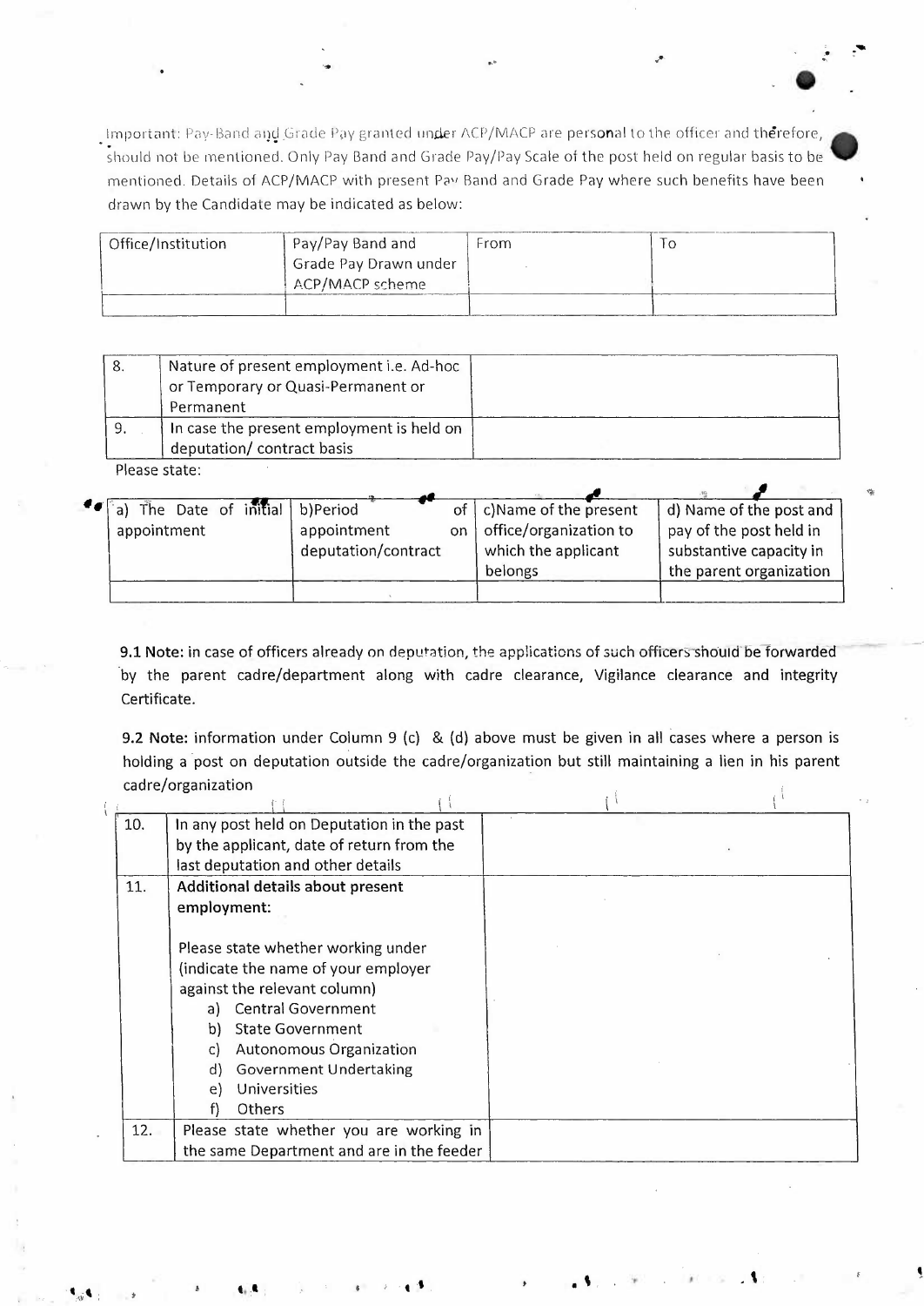Important: Pay-Band and Grade Pay granted under ACP/MACP are personal to the officer and therefore, should not be mentioned. Only Pay Band and Grade Pay/Pay Scale of the post held on regular basis to be mentioned. Details of ACP/MACP with present Pay Band and Grade Pay where such benefits have been drawn by the Candidate may be indicated as below:

| Office/Institution | Pay/Pay Band and Grade Pay Drawn under ACP/MACP scheme | From | To |
|---|---|---|---|
| | | | |

| | | |
|---|---|---|
| 8. | Nature of present employment i.e. Ad-hoc or Temporary or Quasi-Permanent or Permanent | |
| 9. | In case the present employment is held on deputation/ contract basis | |

Please state:

| a) The Date of initial appointment | b)Period of appointment on deputation/contract | c)Name of the present office/organization to which the applicant belongs | d) Name of the post and pay of the post held in substantive capacity in the parent organization |
|---|---|---|---|
| | | | |

**9.1 Note:** in case of officers already on deputation, the applications of such officers should be forwarded by the parent cadre/department along with cadre clearance, Vigilance clearance and integrity Certificate.

**9.2 Note:** information under Column 9 (c) & (d) above must be given in all cases where a person is holding a post on deputation outside the cadre/organization but still maintaining a lien in his parent cadre/organization

| | | |
|---|---|---|
| 10. | In any post held on Deputation in the past by the applicant, date of return from the last deputation and other details | |
| 11. | **Additional details about present employment:**<br><br>Please state whether working under (indicate the name of your employer against the relevant column)<br>a) Central Government<br>b) State Government<br>c) Autonomous Organization<br>d) Government Undertaking<br>e) Universities<br>f) Others | |
| 12. | Please state whether you are working in the same Department and are in the feeder | |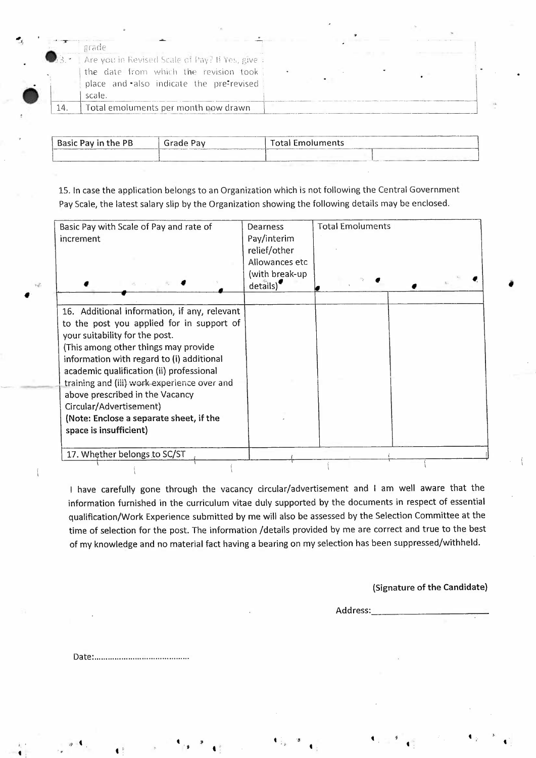| | | |
|---|---|---|
| | grade | |
| 13. | Are you in Revised Scale of Pay? If Yes, give the date from which the revision took place and also indicate the pre-revised scale. | |
| 14. | Total emoluments per month now drawn | |

| Basic Pay in the PB | Grade Pay | Total Emoluments | |
|---|---|---|---|
| | | | |

15. In case the application belongs to an Organization which is not following the Central Government Pay Scale, the latest salary slip by the Organization showing the following details may be enclosed.

| Basic Pay with Scale of Pay and rate of increment | Dearness Pay/interim relief/other Allowances etc (with break-up details) | Total Emoluments | |
|---|---|---|---|
| | | | |
| 16. Additional information, if any, relevant to the post you applied for in support of your suitability for the post. (This among other things may provide information with regard to (i) additional academic qualification (ii) professional training and (iii) work experience over and above prescribed in the Vacancy Circular/Advertisement) **(Note: Enclose a separate sheet, if the space is insufficient)** | | | |
| 17. Whether belongs to SC/ST | | | |

I have carefully gone through the vacancy circular/advertisement and I am well aware that the information furnished in the curriculum vitae duly supported by the documents in respect of essential qualification/Work Experience submitted by me will also be assessed by the Selection Committee at the time of selection for the post. The information /details provided by me are correct and true to the best of my knowledge and no material fact having a bearing on my selection has been suppressed/withheld.

**(Signature of the Candidate)**

Address:________________________

Date:.........................................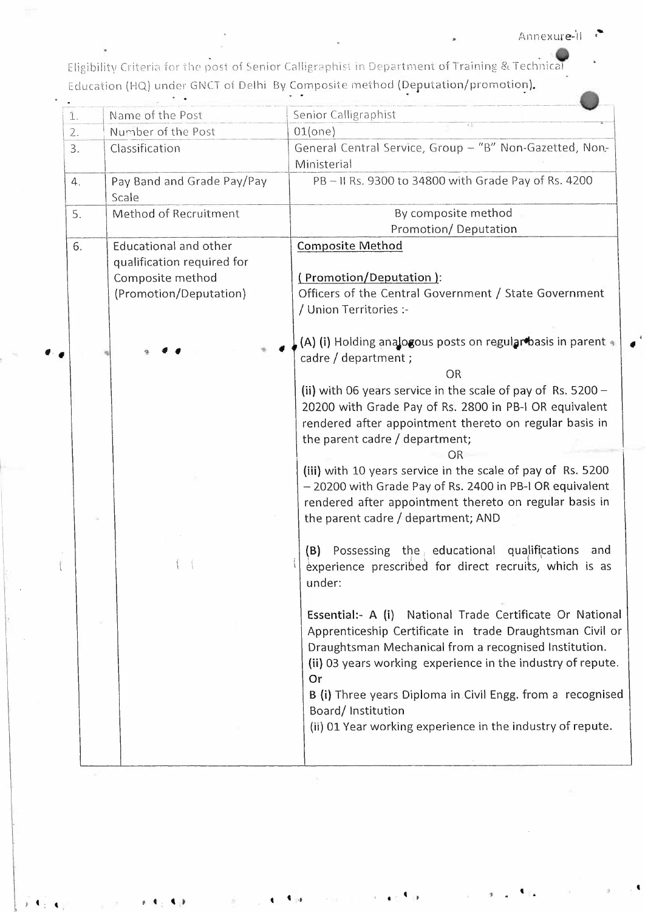Annexure-II

Eligibility Criteria for the post of Senior Calligraphist in Department of Training & Technical Education (HQ) under GNCT of Delhi By Composite method (Deputation/promotion).

| | | |
|---|---|---|
| 1. | Name of the Post | Senior Calligraphist |
| 2. | Number of the Post | 01(one) |
| 3. | Classification | General Central Service, Group – "B" Non-Gazetted, Non-Ministerial |
| 4. | Pay Band and Grade Pay/Pay Scale | PB – II Rs. 9300 to 34800 with Grade Pay of Rs. 4200 |
| 5. | Method of Recruitment | By composite method Promotion/ Deputation |
| 6. | Educational and other qualification required for Composite method (Promotion/Deputation) | <u>Composite Method</u><br><br><u>( Promotion/Deputation )</u>:<br>Officers of the Central Government / State Government / Union Territories :-<br><br>**(A) (i)** Holding analogous posts on regular basis in parent cadre / department ;<br>OR<br>**(ii)** with 06 years service in the scale of pay of Rs. 5200 – 20200 with Grade Pay of Rs. 2800 in PB-I OR equivalent rendered after appointment thereto on regular basis in the parent cadre / department;<br>OR<br>**(iii)** with 10 years service in the scale of pay of Rs. 5200 – 20200 with Grade Pay of Rs. 2400 in PB-I OR equivalent rendered after appointment thereto on regular basis in the parent cadre / department; AND<br><br>**(B)** Possessing the educational qualifications and experience prescribed for direct recruits, which is as under:<br><br>**Essential:- A (i)** National Trade Certificate Or National Apprenticeship Certificate in trade Draughtsman Civil or Draughtsman Mechanical from a recognised Institution.<br>**(ii)** 03 years working experience in the industry of repute.<br>**Or**<br>**B (i)** Three years Diploma in Civil Engg. from a recognised Board/ Institution<br>(ii) 01 Year working experience in the industry of repute. |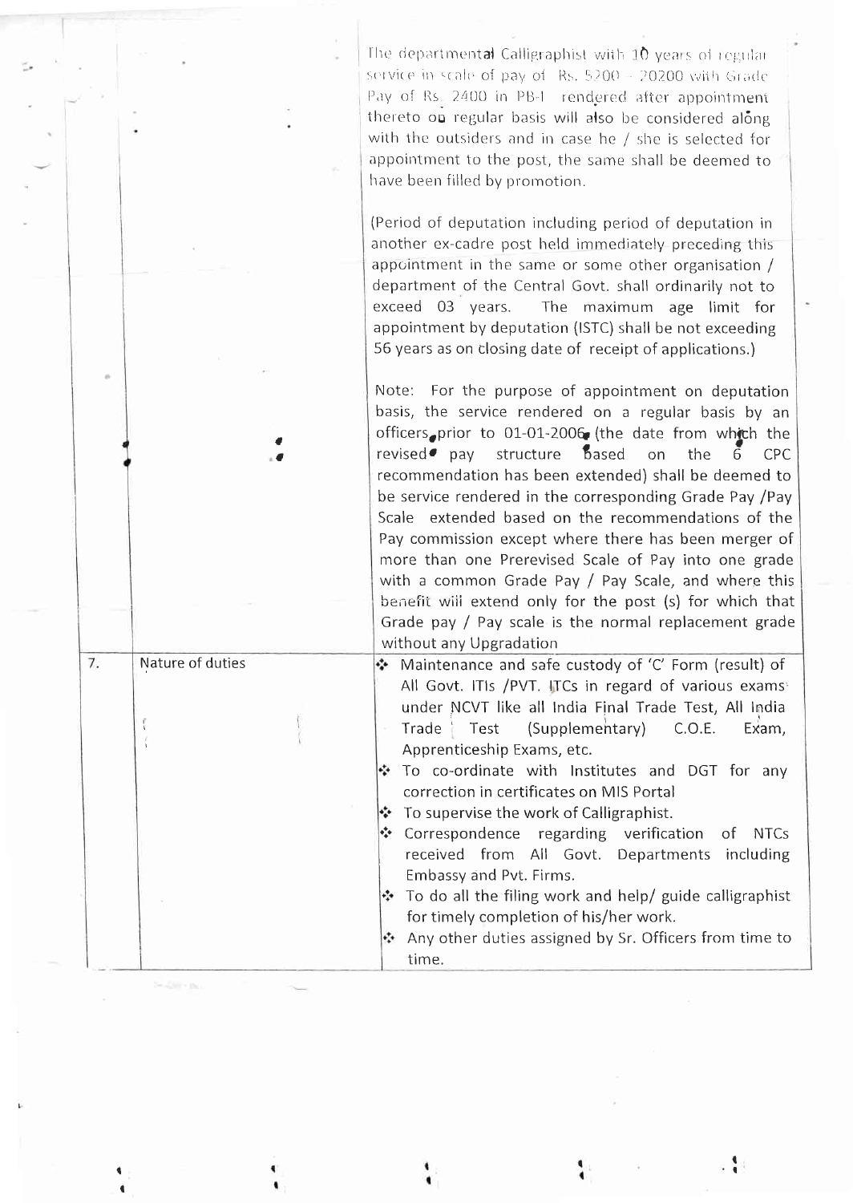| | | |
|---|---|---|
| | | The departmental Calligraphist with 10 years of regular service in scale of pay of Rs. 5200 - 20200 with Grade Pay of Rs. 2400 in PB-I rendered after appointment thereto on regular basis will also be considered along with the outsiders and in case he / she is selected for appointment to the post, the same shall be deemed to have been filled by promotion.<br><br>(Period of deputation including period of deputation in another ex-cadre post held immediately preceding this appointment in the same or some other organisation / department of the Central Govt. shall ordinarily not to exceed 03 years. The maximum age limit for appointment by deputation (ISTC) shall be not exceeding 56 years as on closing date of receipt of applications.)<br><br>Note: For the purpose of appointment on deputation basis, the service rendered on a regular basis by an officers prior to 01-01-2006 (the date from which the revised pay structure based on the 6 CPC recommendation has been extended) shall be deemed to be service rendered in the corresponding Grade Pay /Pay Scale extended based on the recommendations of the Pay commission except where there has been merger of more than one Prerevised Scale of Pay into one grade with a common Grade Pay / Pay Scale, and where this benefit will extend only for the post (s) for which that Grade pay / Pay scale is the normal replacement grade without any Upgradation |
| 7. | Nature of duties | ❖ Maintenance and safe custody of 'C' Form (result) of All Govt. ITIs /PVT. ITCs in regard of various exams under NCVT like all India Final Trade Test, All India Trade Test (Supplementary) C.O.E. Exam, Apprenticeship Exams, etc.<br>❖ To co-ordinate with Institutes and DGT for any correction in certificates on MIS Portal<br>❖ To supervise the work of Calligraphist.<br>❖ Correspondence regarding verification of NTCs received from All Govt. Departments including Embassy and Pvt. Firms.<br>❖ To do all the filing work and help/ guide calligraphist for timely completion of his/her work.<br>❖ Any other duties assigned by Sr. Officers from time to time. |